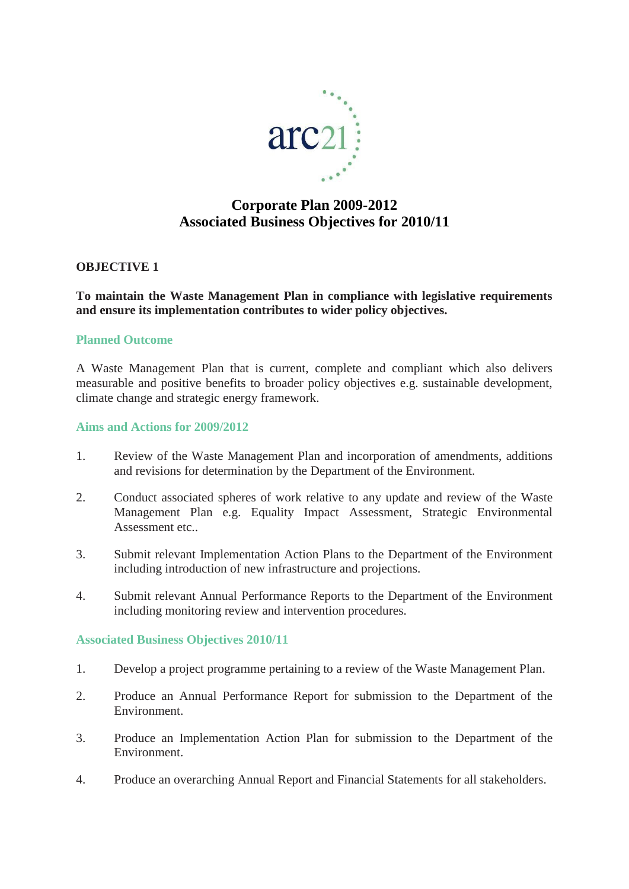arc21

# Corporate Plan 2009-2012
# Associated Business Objectives for 2010/11

## OBJECTIVE 1

**To maintain the Waste Management Plan in compliance with legislative requirements and ensure its implementation contributes to wider policy objectives.**

### Planned Outcome

A Waste Management Plan that is current, complete and compliant which also delivers measurable and positive benefits to broader policy objectives e.g. sustainable development, climate change and strategic energy framework.

### Aims and Actions for 2009/2012

1. Review of the Waste Management Plan and incorporation of amendments, additions and revisions for determination by the Department of the Environment.

2. Conduct associated spheres of work relative to any update and review of the Waste Management Plan e.g. Equality Impact Assessment, Strategic Environmental Assessment etc..

3. Submit relevant Implementation Action Plans to the Department of the Environment including introduction of new infrastructure and projections.

4. Submit relevant Annual Performance Reports to the Department of the Environment including monitoring review and intervention procedures.

### Associated Business Objectives 2010/11

1. Develop a project programme pertaining to a review of the Waste Management Plan.

2. Produce an Annual Performance Report for submission to the Department of the Environment.

3. Produce an Implementation Action Plan for submission to the Department of the Environment.

4. Produce an overarching Annual Report and Financial Statements for all stakeholders.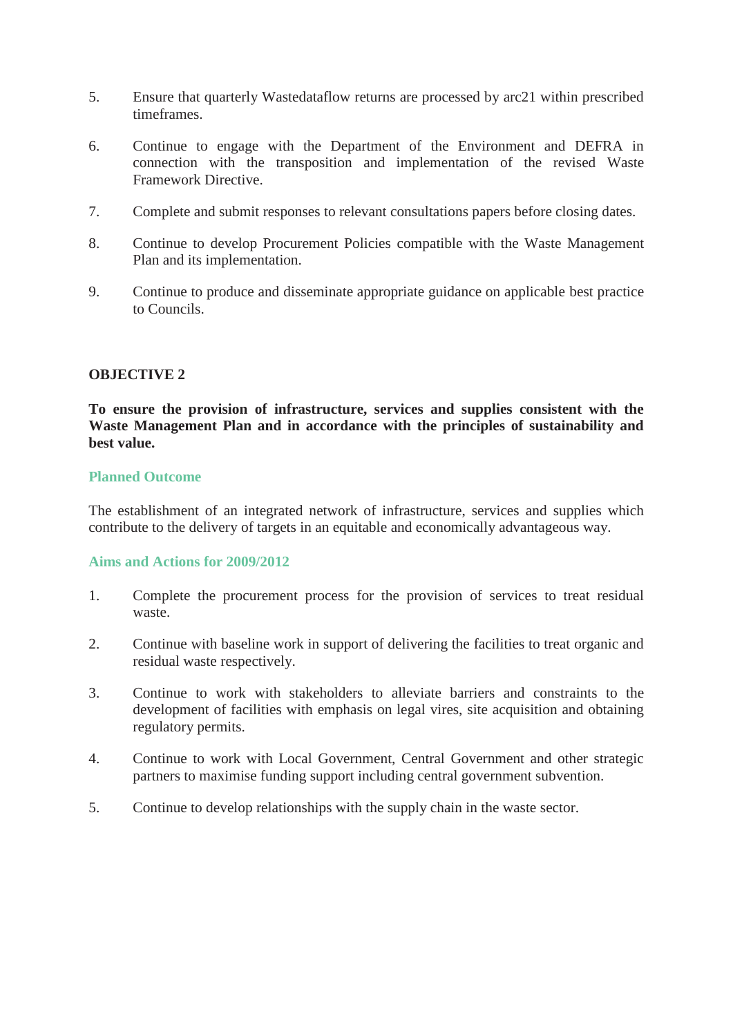5. Ensure that quarterly Wastedataflow returns are processed by arc21 within prescribed timeframes.

6. Continue to engage with the Department of the Environment and DEFRA in connection with the transposition and implementation of the revised Waste Framework Directive.

7. Complete and submit responses to relevant consultations papers before closing dates.

8. Continue to develop Procurement Policies compatible with the Waste Management Plan and its implementation.

9. Continue to produce and disseminate appropriate guidance on applicable best practice to Councils.

**OBJECTIVE 2**

**To ensure the provision of infrastructure, services and supplies consistent with the Waste Management Plan and in accordance with the principles of sustainability and best value.**

### Planned Outcome

The establishment of an integrated network of infrastructure, services and supplies which contribute to the delivery of targets in an equitable and economically advantageous way.

### Aims and Actions for 2009/2012

1. Complete the procurement process for the provision of services to treat residual waste.

2. Continue with baseline work in support of delivering the facilities to treat organic and residual waste respectively.

3. Continue to work with stakeholders to alleviate barriers and constraints to the development of facilities with emphasis on legal vires, site acquisition and obtaining regulatory permits.

4. Continue to work with Local Government, Central Government and other strategic partners to maximise funding support including central government subvention.

5. Continue to develop relationships with the supply chain in the waste sector.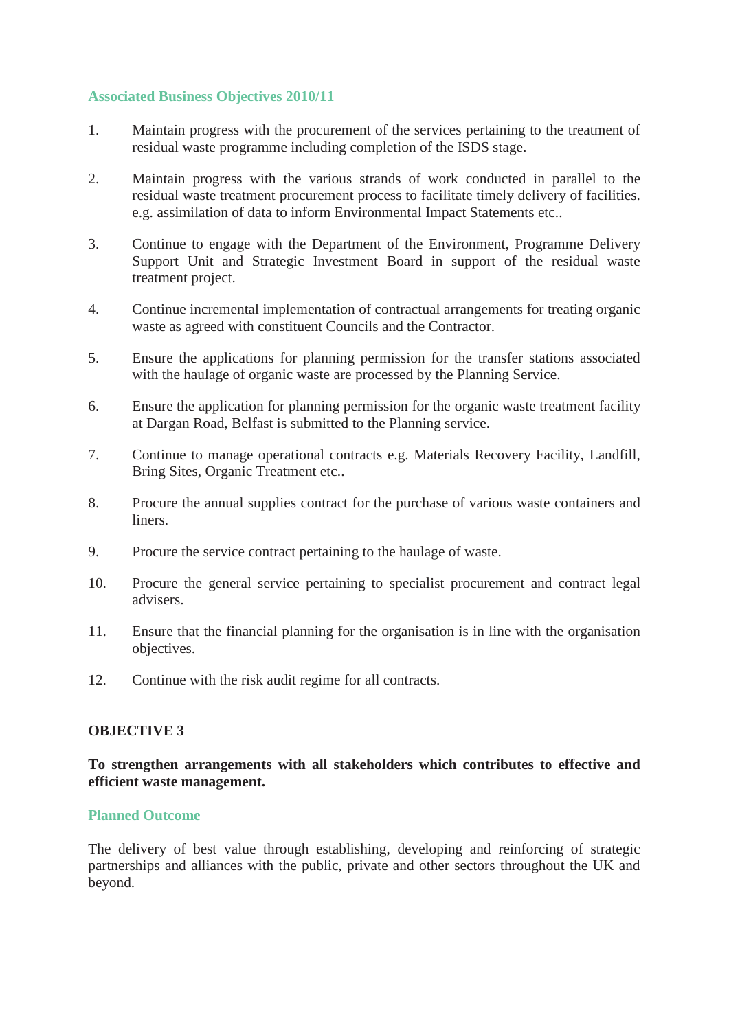### Associated Business Objectives 2010/11

1. Maintain progress with the procurement of the services pertaining to the treatment of residual waste programme including completion of the ISDS stage.

2. Maintain progress with the various strands of work conducted in parallel to the residual waste treatment procurement process to facilitate timely delivery of facilities. e.g. assimilation of data to inform Environmental Impact Statements etc..

3. Continue to engage with the Department of the Environment, Programme Delivery Support Unit and Strategic Investment Board in support of the residual waste treatment project.

4. Continue incremental implementation of contractual arrangements for treating organic waste as agreed with constituent Councils and the Contractor.

5. Ensure the applications for planning permission for the transfer stations associated with the haulage of organic waste are processed by the Planning Service.

6. Ensure the application for planning permission for the organic waste treatment facility at Dargan Road, Belfast is submitted to the Planning service.

7. Continue to manage operational contracts e.g. Materials Recovery Facility, Landfill, Bring Sites, Organic Treatment etc..

8. Procure the annual supplies contract for the purchase of various waste containers and liners.

9. Procure the service contract pertaining to the haulage of waste.

10. Procure the general service pertaining to specialist procurement and contract legal advisers.

11. Ensure that the financial planning for the organisation is in line with the organisation objectives.

12. Continue with the risk audit regime for all contracts.

## OBJECTIVE 3

**To strengthen arrangements with all stakeholders which contributes to effective and efficient waste management.**

### Planned Outcome

The delivery of best value through establishing, developing and reinforcing of strategic partnerships and alliances with the public, private and other sectors throughout the UK and beyond.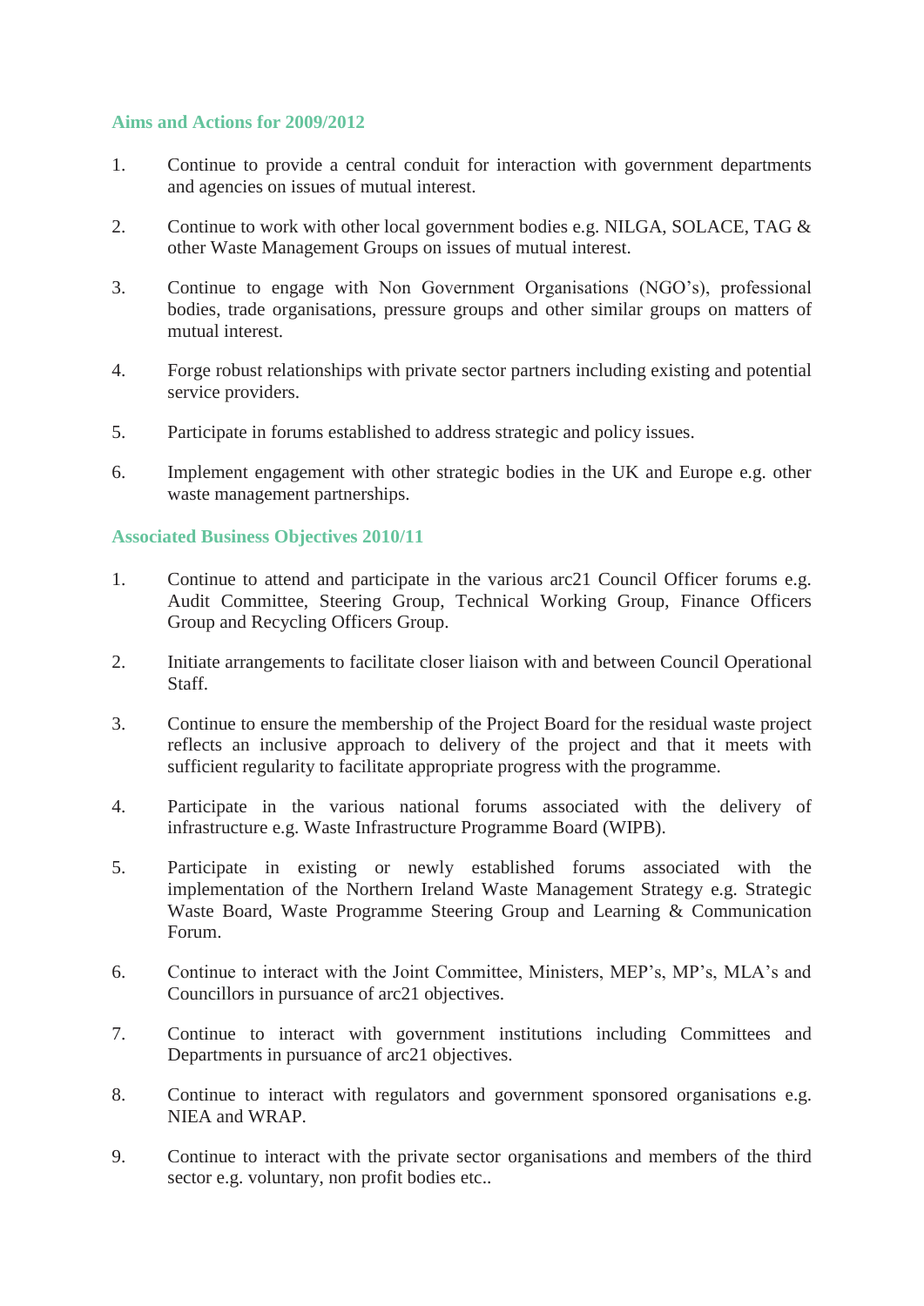### Aims and Actions for 2009/2012

1. Continue to provide a central conduit for interaction with government departments and agencies on issues of mutual interest.

2. Continue to work with other local government bodies e.g. NILGA, SOLACE, TAG & other Waste Management Groups on issues of mutual interest.

3. Continue to engage with Non Government Organisations (NGO's), professional bodies, trade organisations, pressure groups and other similar groups on matters of mutual interest.

4. Forge robust relationships with private sector partners including existing and potential service providers.

5. Participate in forums established to address strategic and policy issues.

6. Implement engagement with other strategic bodies in the UK and Europe e.g. other waste management partnerships.

### Associated Business Objectives 2010/11

1. Continue to attend and participate in the various arc21 Council Officer forums e.g. Audit Committee, Steering Group, Technical Working Group, Finance Officers Group and Recycling Officers Group.

2. Initiate arrangements to facilitate closer liaison with and between Council Operational Staff.

3. Continue to ensure the membership of the Project Board for the residual waste project reflects an inclusive approach to delivery of the project and that it meets with sufficient regularity to facilitate appropriate progress with the programme.

4. Participate in the various national forums associated with the delivery of infrastructure e.g. Waste Infrastructure Programme Board (WIPB).

5. Participate in existing or newly established forums associated with the implementation of the Northern Ireland Waste Management Strategy e.g. Strategic Waste Board, Waste Programme Steering Group and Learning & Communication Forum.

6. Continue to interact with the Joint Committee, Ministers, MEP's, MP's, MLA's and Councillors in pursuance of arc21 objectives.

7. Continue to interact with government institutions including Committees and Departments in pursuance of arc21 objectives.

8. Continue to interact with regulators and government sponsored organisations e.g. NIEA and WRAP.

9. Continue to interact with the private sector organisations and members of the third sector e.g. voluntary, non profit bodies etc..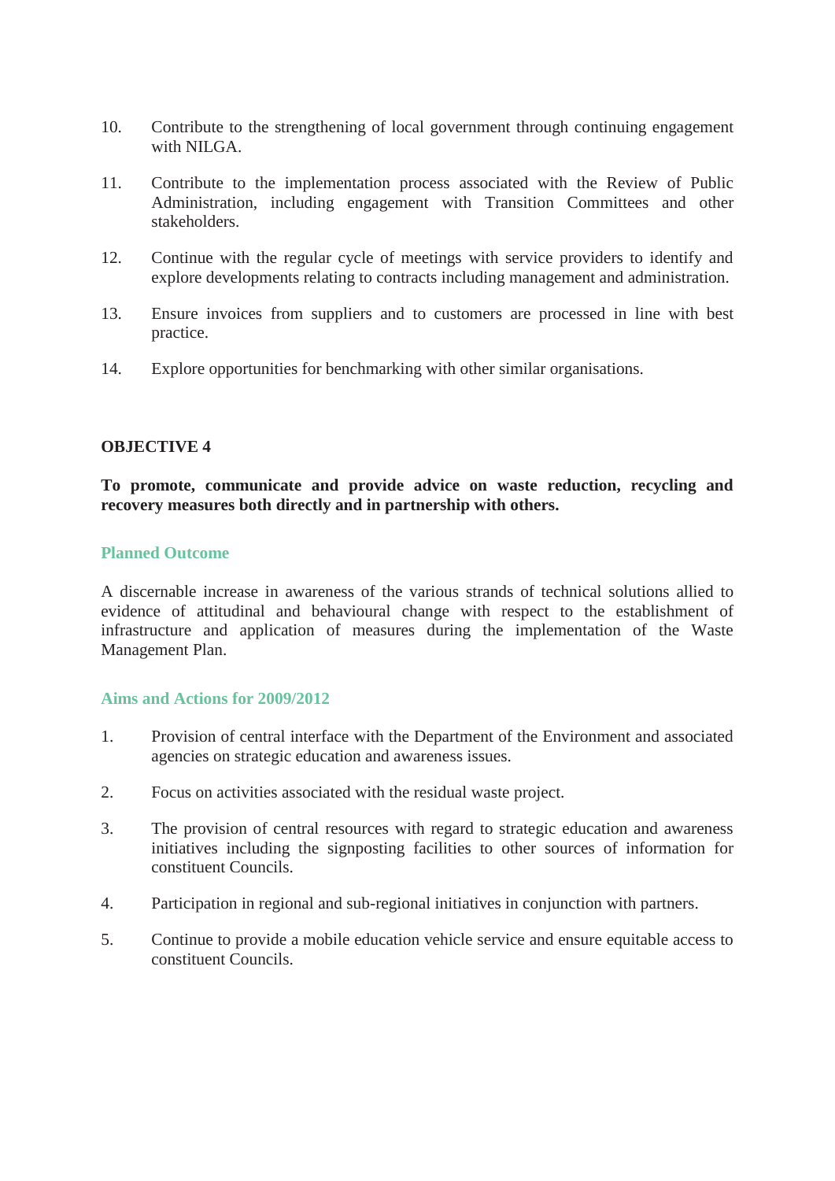10. Contribute to the strengthening of local government through continuing engagement with NILGA.

11. Contribute to the implementation process associated with the Review of Public Administration, including engagement with Transition Committees and other stakeholders.

12. Continue with the regular cycle of meetings with service providers to identify and explore developments relating to contracts including management and administration.

13. Ensure invoices from suppliers and to customers are processed in line with best practice.

14. Explore opportunities for benchmarking with other similar organisations.

## OBJECTIVE 4

**To promote, communicate and provide advice on waste reduction, recycling and recovery measures both directly and in partnership with others.**

### Planned Outcome

A discernable increase in awareness of the various strands of technical solutions allied to evidence of attitudinal and behavioural change with respect to the establishment of infrastructure and application of measures during the implementation of the Waste Management Plan.

### Aims and Actions for 2009/2012

1. Provision of central interface with the Department of the Environment and associated agencies on strategic education and awareness issues.

2. Focus on activities associated with the residual waste project.

3. The provision of central resources with regard to strategic education and awareness initiatives including the signposting facilities to other sources of information for constituent Councils.

4. Participation in regional and sub-regional initiatives in conjunction with partners.

5. Continue to provide a mobile education vehicle service and ensure equitable access to constituent Councils.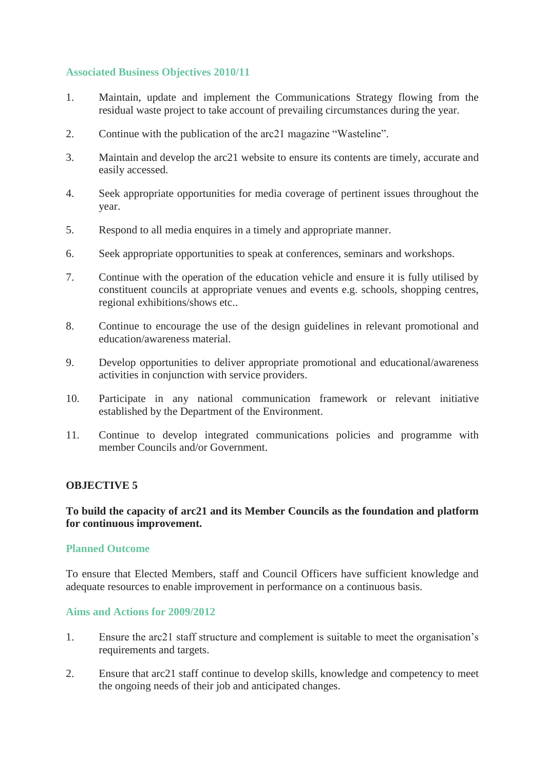### Associated Business Objectives 2010/11

1. Maintain, update and implement the Communications Strategy flowing from the residual waste project to take account of prevailing circumstances during the year.
2. Continue with the publication of the arc21 magazine "Wasteline".
3. Maintain and develop the arc21 website to ensure its contents are timely, accurate and easily accessed.
4. Seek appropriate opportunities for media coverage of pertinent issues throughout the year.
5. Respond to all media enquires in a timely and appropriate manner.
6. Seek appropriate opportunities to speak at conferences, seminars and workshops.
7. Continue with the operation of the education vehicle and ensure it is fully utilised by constituent councils at appropriate venues and events e.g. schools, shopping centres, regional exhibitions/shows etc..
8. Continue to encourage the use of the design guidelines in relevant promotional and education/awareness material.
9. Develop opportunities to deliver appropriate promotional and educational/awareness activities in conjunction with service providers.
10. Participate in any national communication framework or relevant initiative established by the Department of the Environment.
11. Continue to develop integrated communications policies and programme with member Councils and/or Government.

## OBJECTIVE 5

**To build the capacity of arc21 and its Member Councils as the foundation and platform for continuous improvement.**

### Planned Outcome

To ensure that Elected Members, staff and Council Officers have sufficient knowledge and adequate resources to enable improvement in performance on a continuous basis.

### Aims and Actions for 2009/2012

1. Ensure the arc21 staff structure and complement is suitable to meet the organisation's requirements and targets.
2. Ensure that arc21 staff continue to develop skills, knowledge and competency to meet the ongoing needs of their job and anticipated changes.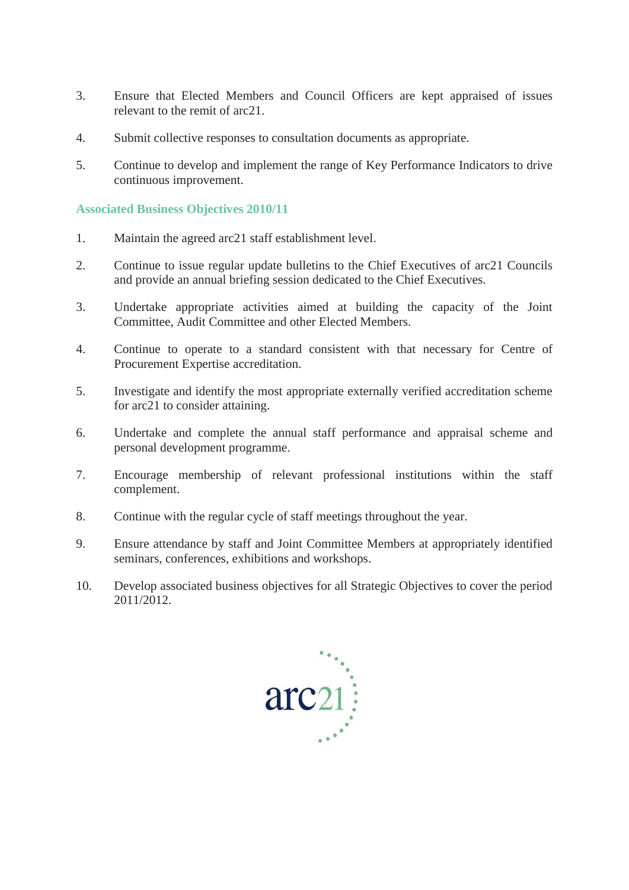3. Ensure that Elected Members and Council Officers are kept appraised of issues relevant to the remit of arc21.

4. Submit collective responses to consultation documents as appropriate.

5. Continue to develop and implement the range of Key Performance Indicators to drive continuous improvement.

### Associated Business Objectives 2010/11

1. Maintain the agreed arc21 staff establishment level.

2. Continue to issue regular update bulletins to the Chief Executives of arc21 Councils and provide an annual briefing session dedicated to the Chief Executives.

3. Undertake appropriate activities aimed at building the capacity of the Joint Committee, Audit Committee and other Elected Members.

4. Continue to operate to a standard consistent with that necessary for Centre of Procurement Expertise accreditation.

5. Investigate and identify the most appropriate externally verified accreditation scheme for arc21 to consider attaining.

6. Undertake and complete the annual staff performance and appraisal scheme and personal development programme.

7. Encourage membership of relevant professional institutions within the staff complement.

8. Continue with the regular cycle of staff meetings throughout the year.

9. Ensure attendance by staff and Joint Committee Members at appropriately identified seminars, conferences, exhibitions and workshops.

10. Develop associated business objectives for all Strategic Objectives to cover the period 2011/2012.

arc21